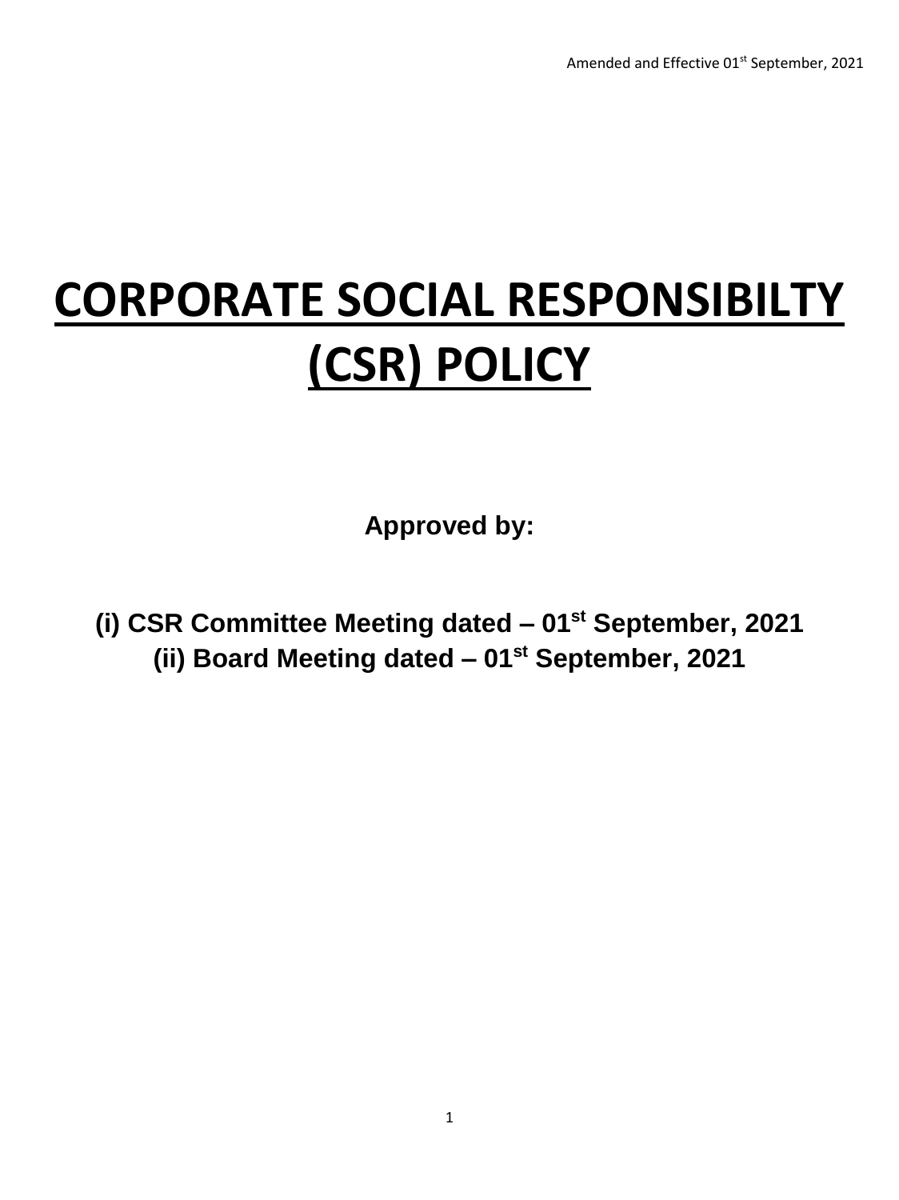Amended and Effective 01st September, 2021

# CORPORATE SOCIAL RESPONSIBILTY (CSR) POLICY

**Approved by:**

**(i) CSR Committee Meeting dated – 01st September, 2021**
**(ii) Board Meeting dated – 01st September, 2021**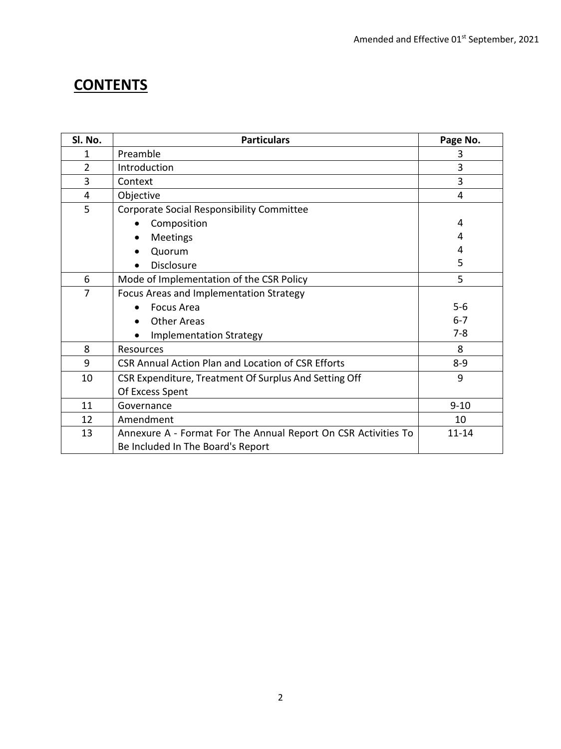# CONTENTS

| Sl. No. | Particulars | Page No. |
|---|---|---|
| 1 | Preamble | 3 |
| 2 | Introduction | 3 |
| 3 | Context | 3 |
| 4 | Objective | 4 |
| 5 | Corporate Social Responsibility Committee | |
| | • Composition | 4 |
| | • Meetings | 4 |
| | • Quorum | 4 |
| | • Disclosure | 5 |
| 6 | Mode of Implementation of the CSR Policy | 5 |
| 7 | Focus Areas and Implementation Strategy | |
| | • Focus Area | 5-6 |
| | • Other Areas | 6-7 |
| | • Implementation Strategy | 7-8 |
| 8 | Resources | 8 |
| 9 | CSR Annual Action Plan and Location of CSR Efforts | 8-9 |
| 10 | CSR Expenditure, Treatment Of Surplus And Setting Off Of Excess Spent | 9 |
| 11 | Governance | 9-10 |
| 12 | Amendment | 10 |
| 13 | Annexure A - Format For The Annual Report On CSR Activities To Be Included In The Board's Report | 11-14 |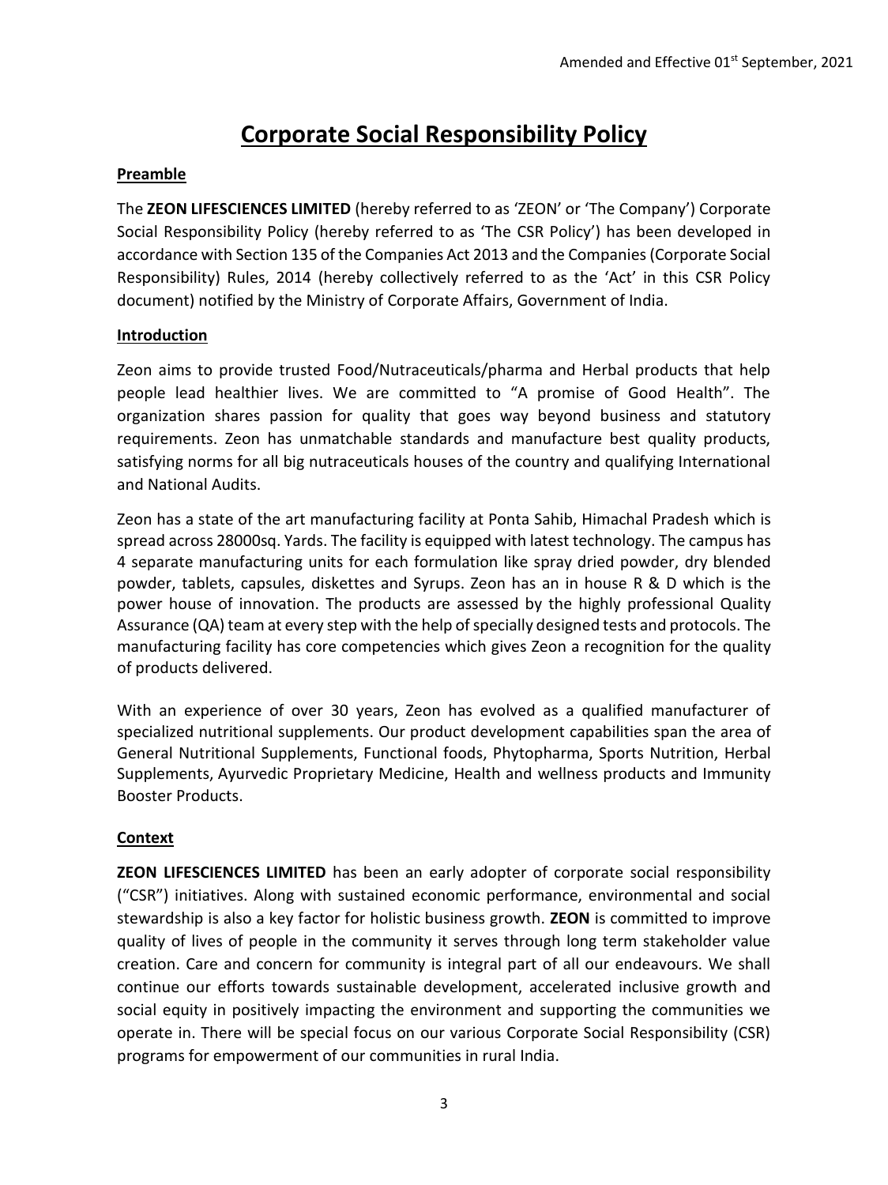Amended and Effective 01st September, 2021

# Corporate Social Responsibility Policy

## Preamble

The **ZEON LIFESCIENCES LIMITED** (hereby referred to as 'ZEON' or 'The Company') Corporate Social Responsibility Policy (hereby referred to as 'The CSR Policy') has been developed in accordance with Section 135 of the Companies Act 2013 and the Companies (Corporate Social Responsibility) Rules, 2014 (hereby collectively referred to as the 'Act' in this CSR Policy document) notified by the Ministry of Corporate Affairs, Government of India.

## Introduction

Zeon aims to provide trusted Food/Nutraceuticals/pharma and Herbal products that help people lead healthier lives. We are committed to "A promise of Good Health". The organization shares passion for quality that goes way beyond business and statutory requirements. Zeon has unmatchable standards and manufacture best quality products, satisfying norms for all big nutraceuticals houses of the country and qualifying International and National Audits.

Zeon has a state of the art manufacturing facility at Ponta Sahib, Himachal Pradesh which is spread across 28000sq. Yards. The facility is equipped with latest technology. The campus has 4 separate manufacturing units for each formulation like spray dried powder, dry blended powder, tablets, capsules, diskettes and Syrups. Zeon has an in house R & D which is the power house of innovation. The products are assessed by the highly professional Quality Assurance (QA) team at every step with the help of specially designed tests and protocols. The manufacturing facility has core competencies which gives Zeon a recognition for the quality of products delivered.

With an experience of over 30 years, Zeon has evolved as a qualified manufacturer of specialized nutritional supplements. Our product development capabilities span the area of General Nutritional Supplements, Functional foods, Phytopharma, Sports Nutrition, Herbal Supplements, Ayurvedic Proprietary Medicine, Health and wellness products and Immunity Booster Products.

## Context

**ZEON LIFESCIENCES LIMITED** has been an early adopter of corporate social responsibility ("CSR") initiatives. Along with sustained economic performance, environmental and social stewardship is also a key factor for holistic business growth. **ZEON** is committed to improve quality of lives of people in the community it serves through long term stakeholder value creation. Care and concern for community is integral part of all our endeavours. We shall continue our efforts towards sustainable development, accelerated inclusive growth and social equity in positively impacting the environment and supporting the communities we operate in. There will be special focus on our various Corporate Social Responsibility (CSR) programs for empowerment of our communities in rural India.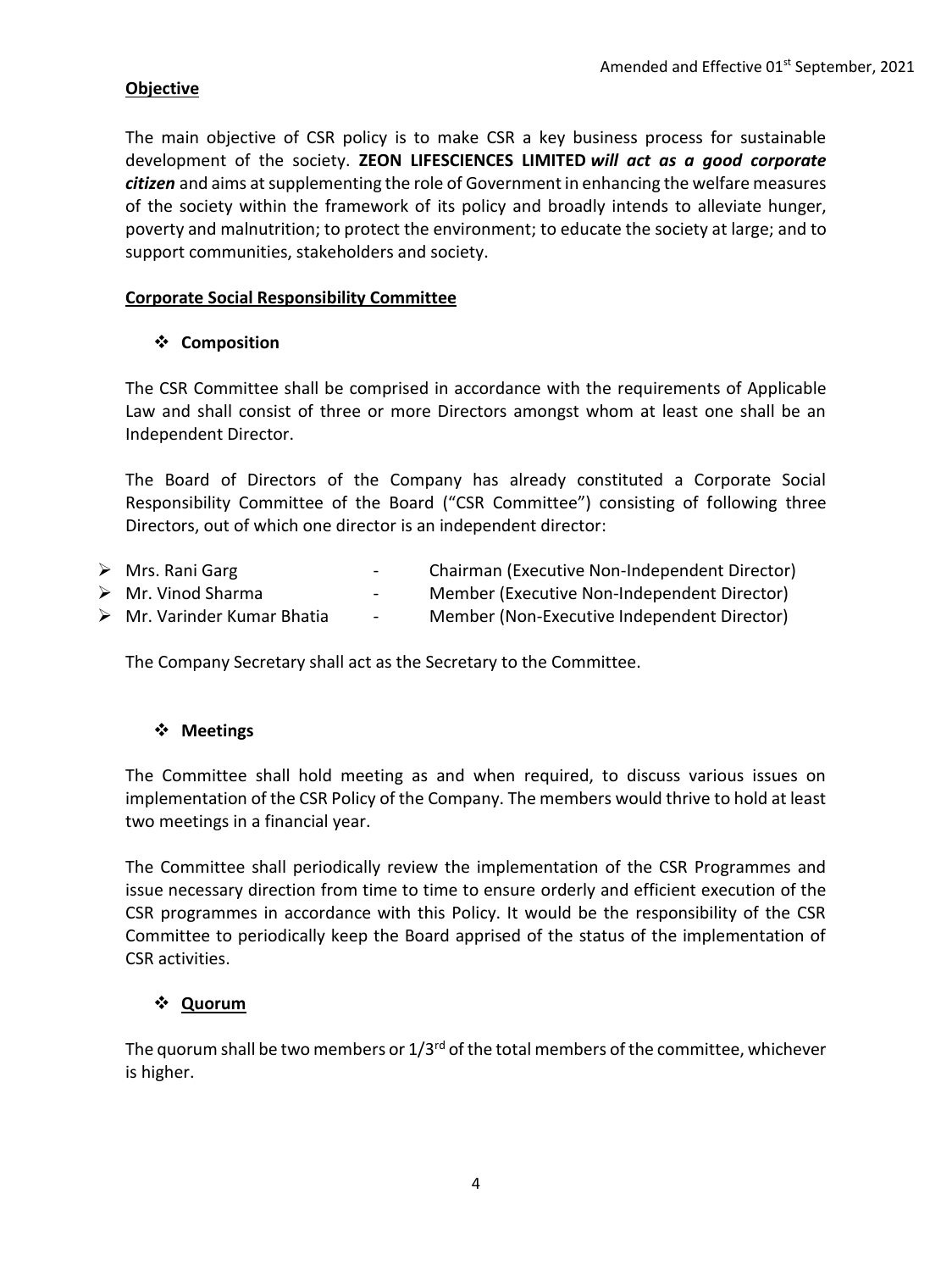Amended and Effective 01st September, 2021

**Objective**

The main objective of CSR policy is to make CSR a key business process for sustainable development of the society. **ZEON LIFESCIENCES LIMITED** ***will act as a good corporate citizen*** and aims at supplementing the role of Government in enhancing the welfare measures of the society within the framework of its policy and broadly intends to alleviate hunger, poverty and malnutrition; to protect the environment; to educate the society at large; and to support communities, stakeholders and society.

**Corporate Social Responsibility Committee**

- **Composition**

The CSR Committee shall be comprised in accordance with the requirements of Applicable Law and shall consist of three or more Directors amongst whom at least one shall be an Independent Director.

The Board of Directors of the Company has already constituted a Corporate Social Responsibility Committee of the Board ("CSR Committee") consisting of following three Directors, out of which one director is an independent director:

- Mrs. Rani Garg - Chairman (Executive Non-Independent Director)
- Mr. Vinod Sharma - Member (Executive Non-Independent Director)
- Mr. Varinder Kumar Bhatia - Member (Non-Executive Independent Director)

The Company Secretary shall act as the Secretary to the Committee.

- **Meetings**

The Committee shall hold meeting as and when required, to discuss various issues on implementation of the CSR Policy of the Company. The members would thrive to hold at least two meetings in a financial year.

The Committee shall periodically review the implementation of the CSR Programmes and issue necessary direction from time to time to ensure orderly and efficient execution of the CSR programmes in accordance with this Policy. It would be the responsibility of the CSR Committee to periodically keep the Board apprised of the status of the implementation of CSR activities.

- **Quorum**

The quorum shall be two members or 1/3rd of the total members of the committee, whichever is higher.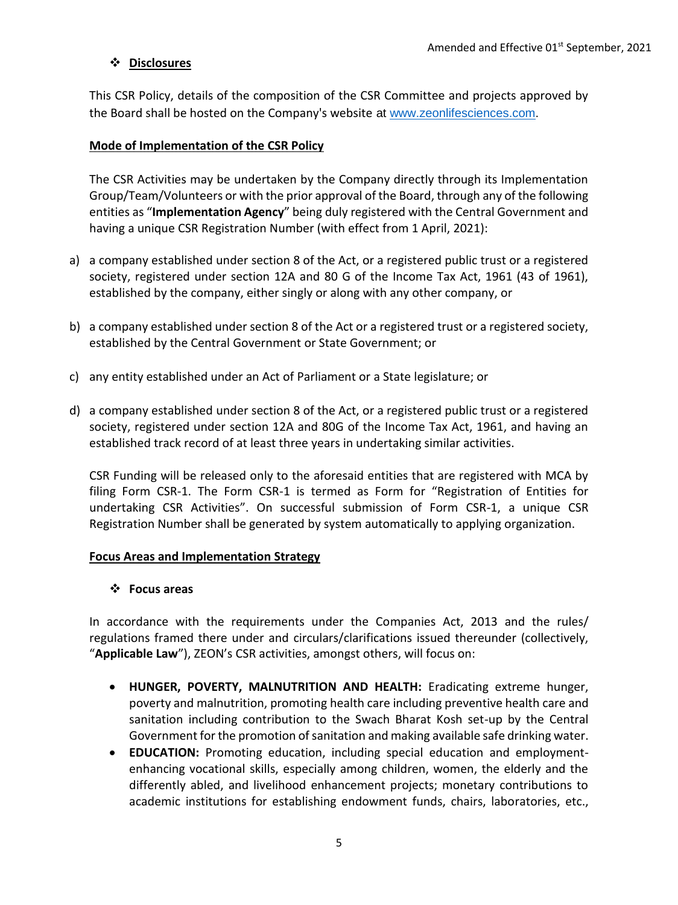- **Disclosures**

This CSR Policy, details of the composition of the CSR Committee and projects approved by the Board shall be hosted on the Company's website at www.zeonlifesciences.com.

**Mode of Implementation of the CSR Policy**

The CSR Activities may be undertaken by the Company directly through its Implementation Group/Team/Volunteers or with the prior approval of the Board, through any of the following entities as "**Implementation Agency**" being duly registered with the Central Government and having a unique CSR Registration Number (with effect from 1 April, 2021):

a) a company established under section 8 of the Act, or a registered public trust or a registered society, registered under section 12A and 80 G of the Income Tax Act, 1961 (43 of 1961), established by the company, either singly or along with any other company, or

b) a company established under section 8 of the Act or a registered trust or a registered society, established by the Central Government or State Government; or

c) any entity established under an Act of Parliament or a State legislature; or

d) a company established under section 8 of the Act, or a registered public trust or a registered society, registered under section 12A and 80G of the Income Tax Act, 1961, and having an established track record of at least three years in undertaking similar activities.

CSR Funding will be released only to the aforesaid entities that are registered with MCA by filing Form CSR-1. The Form CSR-1 is termed as Form for "Registration of Entities for undertaking CSR Activities". On successful submission of Form CSR-1, a unique CSR Registration Number shall be generated by system automatically to applying organization.

**Focus Areas and Implementation Strategy**

- **Focus areas**

In accordance with the requirements under the Companies Act, 2013 and the rules/ regulations framed there under and circulars/clarifications issued thereunder (collectively, "**Applicable Law**"), ZEON's CSR activities, amongst others, will focus on:

- **HUNGER, POVERTY, MALNUTRITION AND HEALTH:** Eradicating extreme hunger, poverty and malnutrition, promoting health care including preventive health care and sanitation including contribution to the Swach Bharat Kosh set-up by the Central Government for the promotion of sanitation and making available safe drinking water.
- **EDUCATION:** Promoting education, including special education and employment-enhancing vocational skills, especially among children, women, the elderly and the differently abled, and livelihood enhancement projects; monetary contributions to academic institutions for establishing endowment funds, chairs, laboratories, etc.,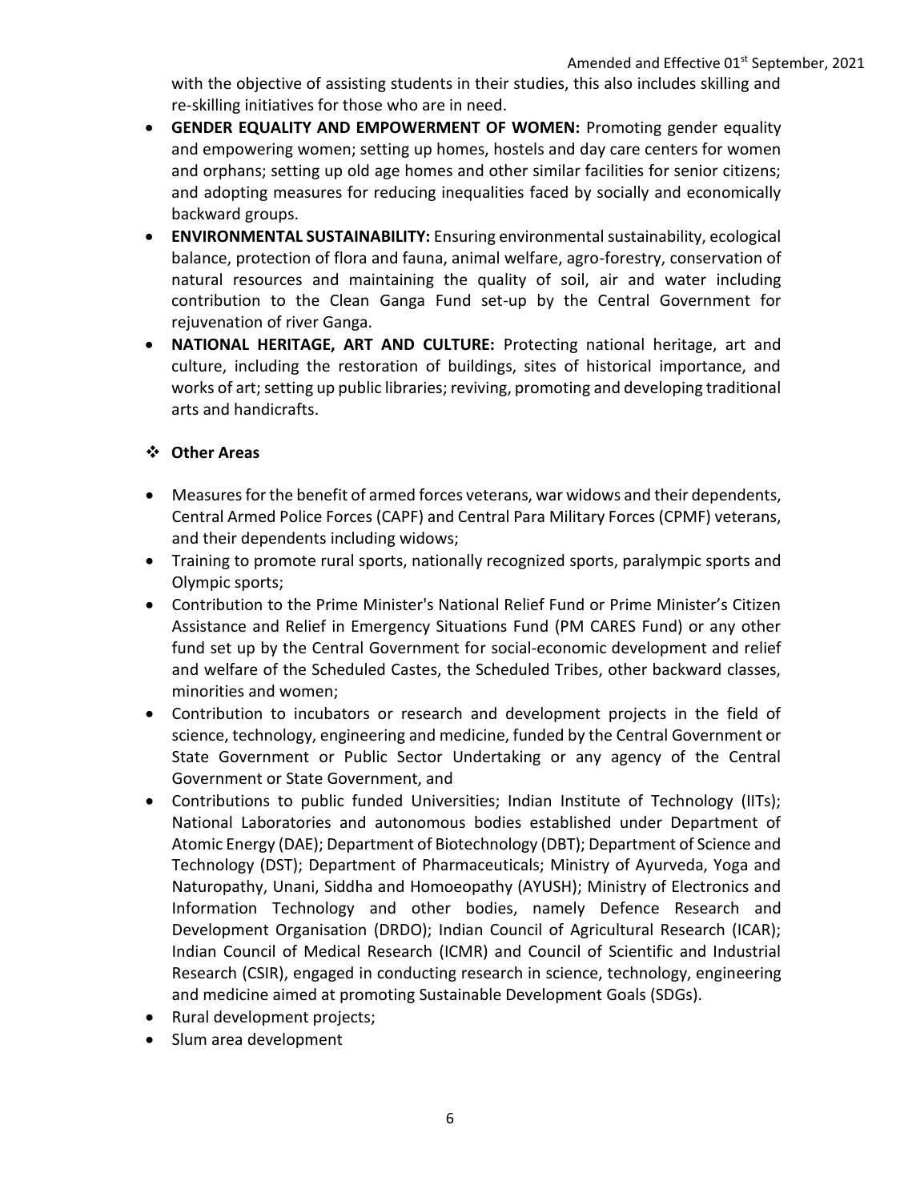with the objective of assisting students in their studies, this also includes skilling and re-skilling initiatives for those who are in need.

- **GENDER EQUALITY AND EMPOWERMENT OF WOMEN:** Promoting gender equality and empowering women; setting up homes, hostels and day care centers for women and orphans; setting up old age homes and other similar facilities for senior citizens; and adopting measures for reducing inequalities faced by socially and economically backward groups.
- **ENVIRONMENTAL SUSTAINABILITY:** Ensuring environmental sustainability, ecological balance, protection of flora and fauna, animal welfare, agro-forestry, conservation of natural resources and maintaining the quality of soil, air and water including contribution to the Clean Ganga Fund set-up by the Central Government for rejuvenation of river Ganga.
- **NATIONAL HERITAGE, ART AND CULTURE:** Protecting national heritage, art and culture, including the restoration of buildings, sites of historical importance, and works of art; setting up public libraries; reviving, promoting and developing traditional arts and handicrafts.

### ❖ Other Areas

- Measures for the benefit of armed forces veterans, war widows and their dependents, Central Armed Police Forces (CAPF) and Central Para Military Forces (CPMF) veterans, and their dependents including widows;
- Training to promote rural sports, nationally recognized sports, paralympic sports and Olympic sports;
- Contribution to the Prime Minister's National Relief Fund or Prime Minister's Citizen Assistance and Relief in Emergency Situations Fund (PM CARES Fund) or any other fund set up by the Central Government for social-economic development and relief and welfare of the Scheduled Castes, the Scheduled Tribes, other backward classes, minorities and women;
- Contribution to incubators or research and development projects in the field of science, technology, engineering and medicine, funded by the Central Government or State Government or Public Sector Undertaking or any agency of the Central Government or State Government, and
- Contributions to public funded Universities; Indian Institute of Technology (IITs); National Laboratories and autonomous bodies established under Department of Atomic Energy (DAE); Department of Biotechnology (DBT); Department of Science and Technology (DST); Department of Pharmaceuticals; Ministry of Ayurveda, Yoga and Naturopathy, Unani, Siddha and Homoeopathy (AYUSH); Ministry of Electronics and Information Technology and other bodies, namely Defence Research and Development Organisation (DRDO); Indian Council of Agricultural Research (ICAR); Indian Council of Medical Research (ICMR) and Council of Scientific and Industrial Research (CSIR), engaged in conducting research in science, technology, engineering and medicine aimed at promoting Sustainable Development Goals (SDGs).
- Rural development projects;
- Slum area development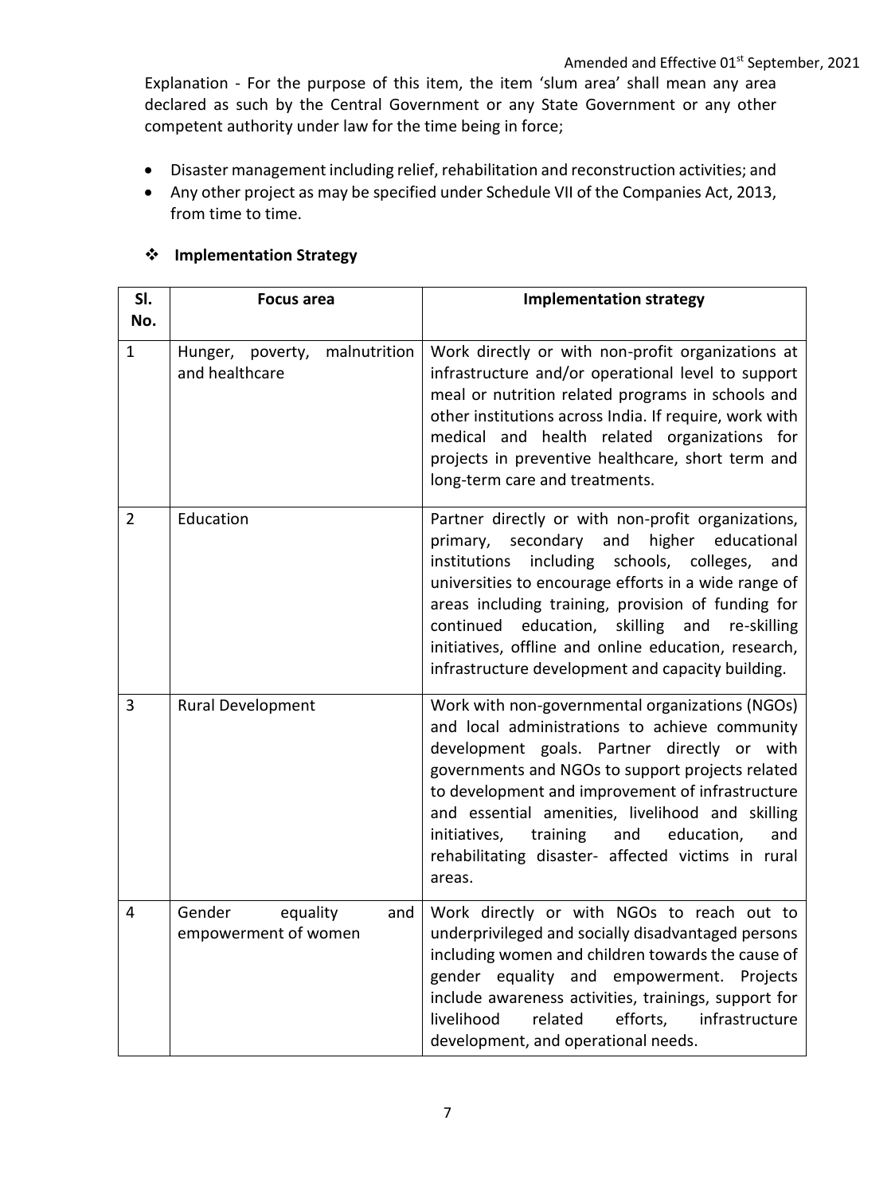Explanation - For the purpose of this item, the item 'slum area' shall mean any area declared as such by the Central Government or any State Government or any other competent authority under law for the time being in force;

- Disaster management including relief, rehabilitation and reconstruction activities; and
- Any other project as may be specified under Schedule VII of the Companies Act, 2013, from time to time.

### ❖ Implementation Strategy

| Sl. No. | Focus area | Implementation strategy |
|---|---|---|
| 1 | Hunger, poverty, malnutrition and healthcare | Work directly or with non-profit organizations at infrastructure and/or operational level to support meal or nutrition related programs in schools and other institutions across India. If require, work with medical and health related organizations for projects in preventive healthcare, short term and long-term care and treatments. |
| 2 | Education | Partner directly or with non-profit organizations, primary, secondary and higher educational institutions including schools, colleges, and universities to encourage efforts in a wide range of areas including training, provision of funding for continued education, skilling and re-skilling initiatives, offline and online education, research, infrastructure development and capacity building. |
| 3 | Rural Development | Work with non-governmental organizations (NGOs) and local administrations to achieve community development goals. Partner directly or with governments and NGOs to support projects related to development and improvement of infrastructure and essential amenities, livelihood and skilling initiatives, training and education, and rehabilitating disaster- affected victims in rural areas. |
| 4 | Gender equality and empowerment of women | Work directly or with NGOs to reach out to underprivileged and socially disadvantaged persons including women and children towards the cause of gender equality and empowerment. Projects include awareness activities, trainings, support for livelihood related efforts, infrastructure development, and operational needs. |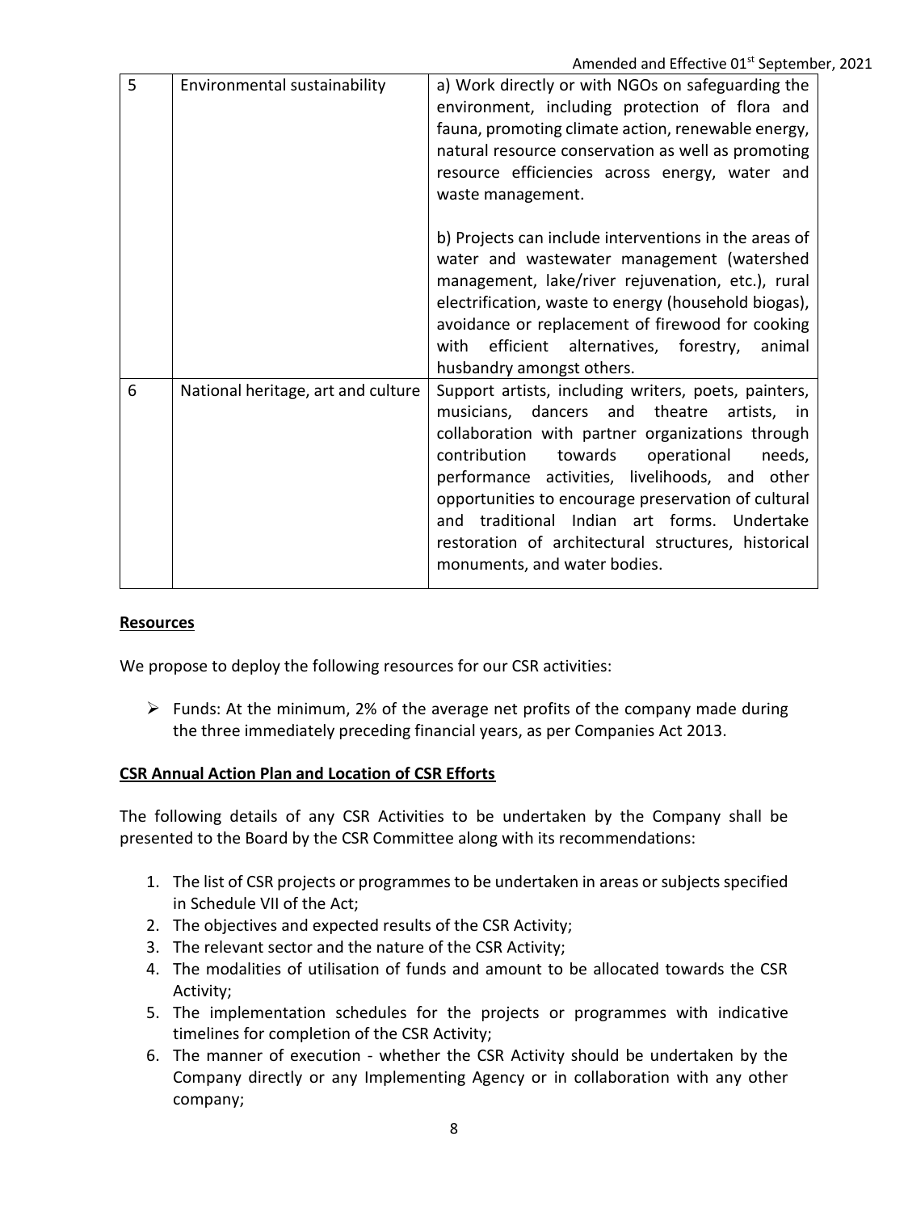| 5 | Environmental sustainability | a) Work directly or with NGOs on safeguarding the environment, including protection of flora and fauna, promoting climate action, renewable energy, natural resource conservation as well as promoting resource efficiencies across energy, water and waste management.<br><br>b) Projects can include interventions in the areas of water and wastewater management (watershed management, lake/river rejuvenation, etc.), rural electrification, waste to energy (household biogas), avoidance or replacement of firewood for cooking with efficient alternatives, forestry, animal husbandry amongst others. |
|---|---|---|
| 6 | National heritage, art and culture | Support artists, including writers, poets, painters, musicians, dancers and theatre artists, in collaboration with partner organizations through contribution towards operational needs, performance activities, livelihoods, and other opportunities to encourage preservation of cultural and traditional Indian art forms. Undertake restoration of architectural structures, historical monuments, and water bodies. |

**Resources**

We propose to deploy the following resources for our CSR activities:

- Funds: At the minimum, 2% of the average net profits of the company made during the three immediately preceding financial years, as per Companies Act 2013.

**CSR Annual Action Plan and Location of CSR Efforts**

The following details of any CSR Activities to be undertaken by the Company shall be presented to the Board by the CSR Committee along with its recommendations:

1. The list of CSR projects or programmes to be undertaken in areas or subjects specified in Schedule VII of the Act;
2. The objectives and expected results of the CSR Activity;
3. The relevant sector and the nature of the CSR Activity;
4. The modalities of utilisation of funds and amount to be allocated towards the CSR Activity;
5. The implementation schedules for the projects or programmes with indicative timelines for completion of the CSR Activity;
6. The manner of execution - whether the CSR Activity should be undertaken by the Company directly or any Implementing Agency or in collaboration with any other company;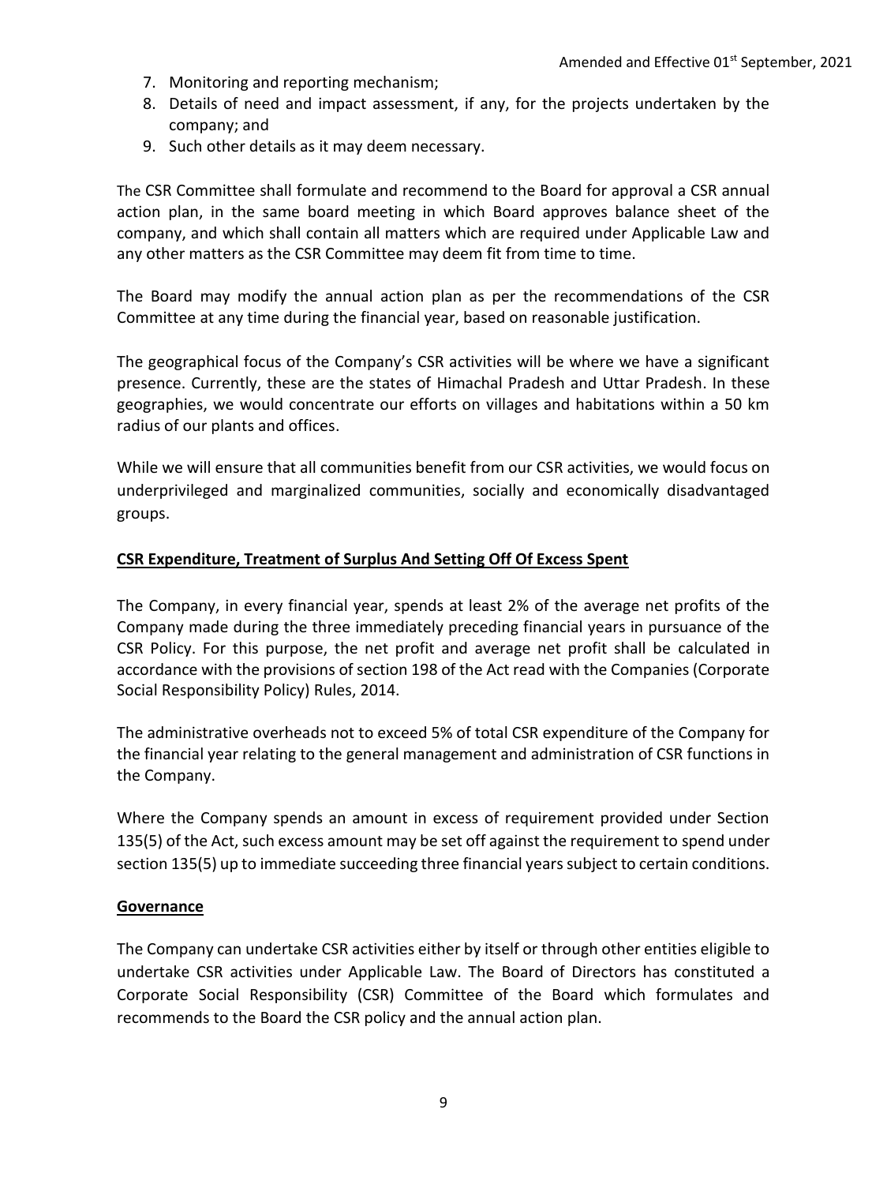7. Monitoring and reporting mechanism;
8. Details of need and impact assessment, if any, for the projects undertaken by the company; and
9. Such other details as it may deem necessary.

The CSR Committee shall formulate and recommend to the Board for approval a CSR annual action plan, in the same board meeting in which Board approves balance sheet of the company, and which shall contain all matters which are required under Applicable Law and any other matters as the CSR Committee may deem fit from time to time.

The Board may modify the annual action plan as per the recommendations of the CSR Committee at any time during the financial year, based on reasonable justification.

The geographical focus of the Company's CSR activities will be where we have a significant presence. Currently, these are the states of Himachal Pradesh and Uttar Pradesh. In these geographies, we would concentrate our efforts on villages and habitations within a 50 km radius of our plants and offices.

While we will ensure that all communities benefit from our CSR activities, we would focus on underprivileged and marginalized communities, socially and economically disadvantaged groups.

## CSR Expenditure, Treatment of Surplus And Setting Off Of Excess Spent

The Company, in every financial year, spends at least 2% of the average net profits of the Company made during the three immediately preceding financial years in pursuance of the CSR Policy. For this purpose, the net profit and average net profit shall be calculated in accordance with the provisions of section 198 of the Act read with the Companies (Corporate Social Responsibility Policy) Rules, 2014.

The administrative overheads not to exceed 5% of total CSR expenditure of the Company for the financial year relating to the general management and administration of CSR functions in the Company.

Where the Company spends an amount in excess of requirement provided under Section 135(5) of the Act, such excess amount may be set off against the requirement to spend under section 135(5) up to immediate succeeding three financial years subject to certain conditions.

## Governance

The Company can undertake CSR activities either by itself or through other entities eligible to undertake CSR activities under Applicable Law. The Board of Directors has constituted a Corporate Social Responsibility (CSR) Committee of the Board which formulates and recommends to the Board the CSR policy and the annual action plan.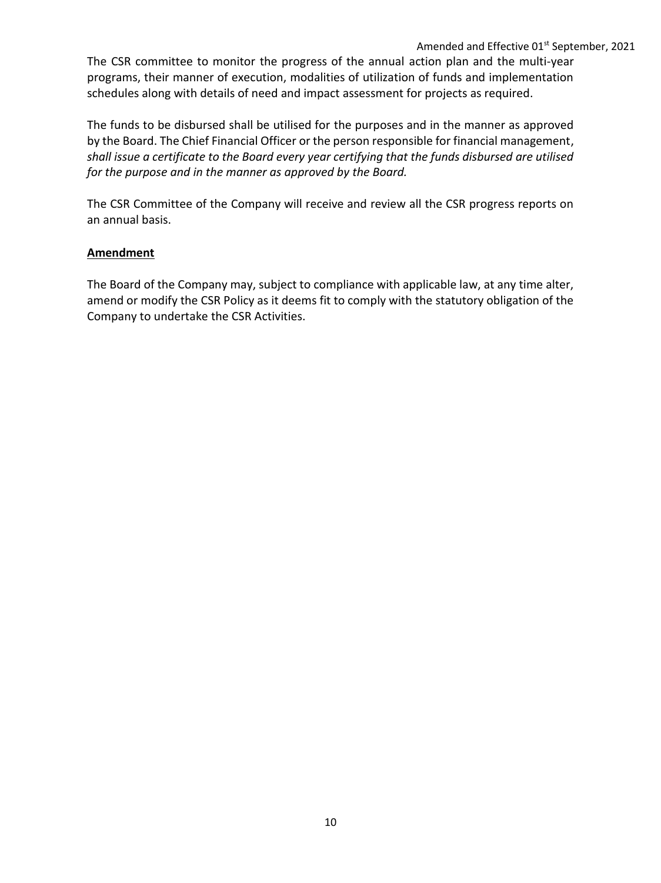The CSR committee to monitor the progress of the annual action plan and the multi-year programs, their manner of execution, modalities of utilization of funds and implementation schedules along with details of need and impact assessment for projects as required.

The funds to be disbursed shall be utilised for the purposes and in the manner as approved by the Board. The Chief Financial Officer or the person responsible for financial management, *shall issue a certificate to the Board every year certifying that the funds disbursed are utilised for the purpose and in the manner as approved by the Board.*

The CSR Committee of the Company will receive and review all the CSR progress reports on an annual basis.

**Amendment**

The Board of the Company may, subject to compliance with applicable law, at any time alter, amend or modify the CSR Policy as it deems fit to comply with the statutory obligation of the Company to undertake the CSR Activities.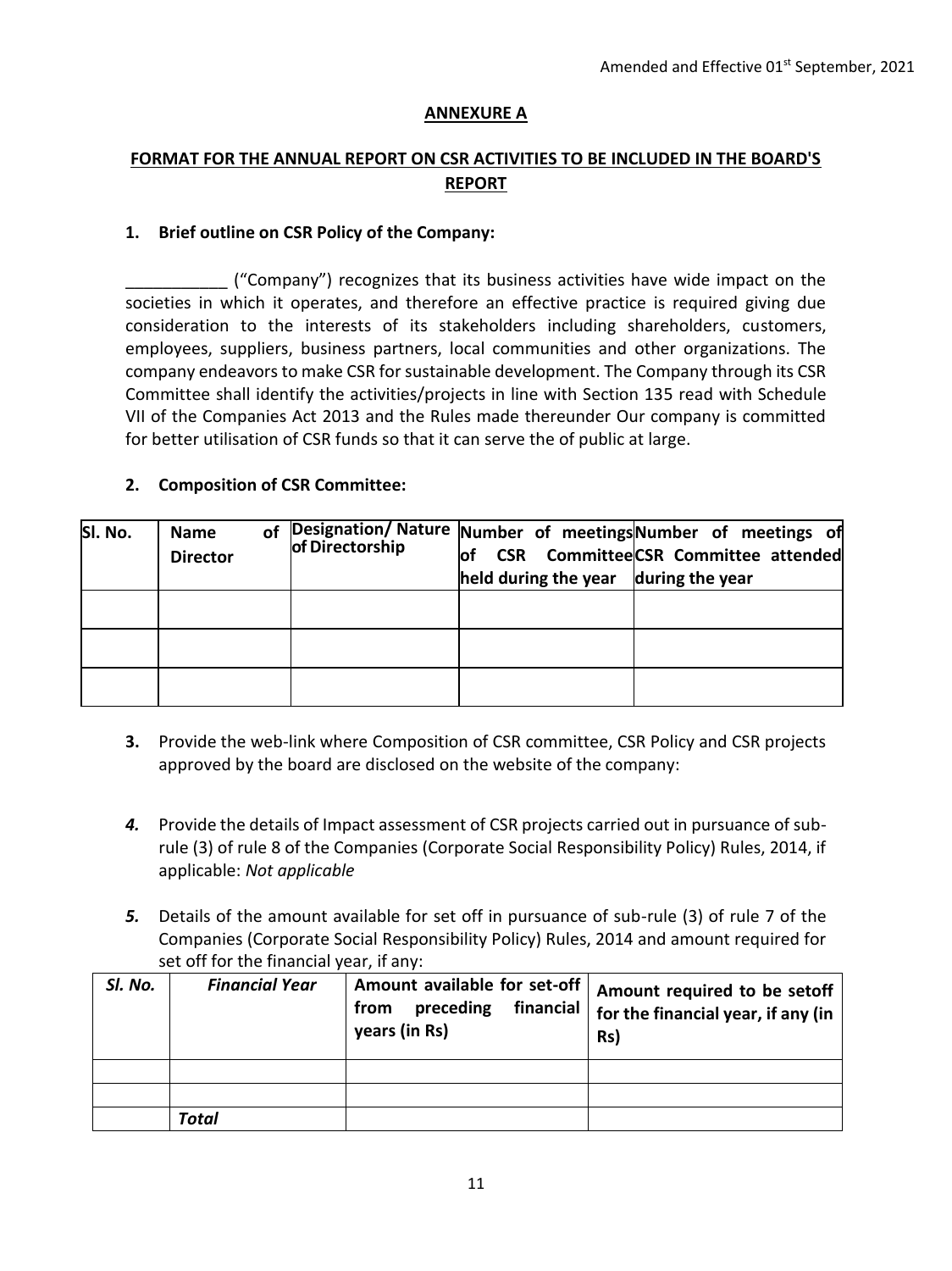Amended and Effective 01st September, 2021

## ANNEXURE A

## FORMAT FOR THE ANNUAL REPORT ON CSR ACTIVITIES TO BE INCLUDED IN THE BOARD'S REPORT

**1. Brief outline on CSR Policy of the Company:**

___________ ("Company") recognizes that its business activities have wide impact on the societies in which it operates, and therefore an effective practice is required giving due consideration to the interests of its stakeholders including shareholders, customers, employees, suppliers, business partners, local communities and other organizations. The company endeavors to make CSR for sustainable development. The Company through its CSR Committee shall identify the activities/projects in line with Section 135 read with Schedule VII of the Companies Act 2013 and the Rules made thereunder Our company is committed for better utilisation of CSR funds so that it can serve the of public at large.

**2. Composition of CSR Committee:**

| Sl. No. | Name of Director | Designation/ Nature of Directorship | Number of meetings of CSR Committee held during the year | Number of meetings of CSR Committee attended during the year |
|---|---|---|---|---|
| | | | | |
| | | | | |
| | | | | |

**3.** Provide the web-link where Composition of CSR committee, CSR Policy and CSR projects approved by the board are disclosed on the website of the company:

***4.*** Provide the details of Impact assessment of CSR projects carried out in pursuance of sub-rule (3) of rule 8 of the Companies (Corporate Social Responsibility Policy) Rules, 2014, if applicable: *Not applicable*

***5.*** Details of the amount available for set off in pursuance of sub-rule (3) of rule 7 of the Companies (Corporate Social Responsibility Policy) Rules, 2014 and amount required for set off for the financial year, if any:

| *Sl. No.* | *Financial Year* | Amount available for set-off from preceding financial years (in Rs) | Amount required to be setoff for the financial year, if any (in Rs) |
|---|---|---|---|
| | | | |
| | | | |
| | *Total* | | |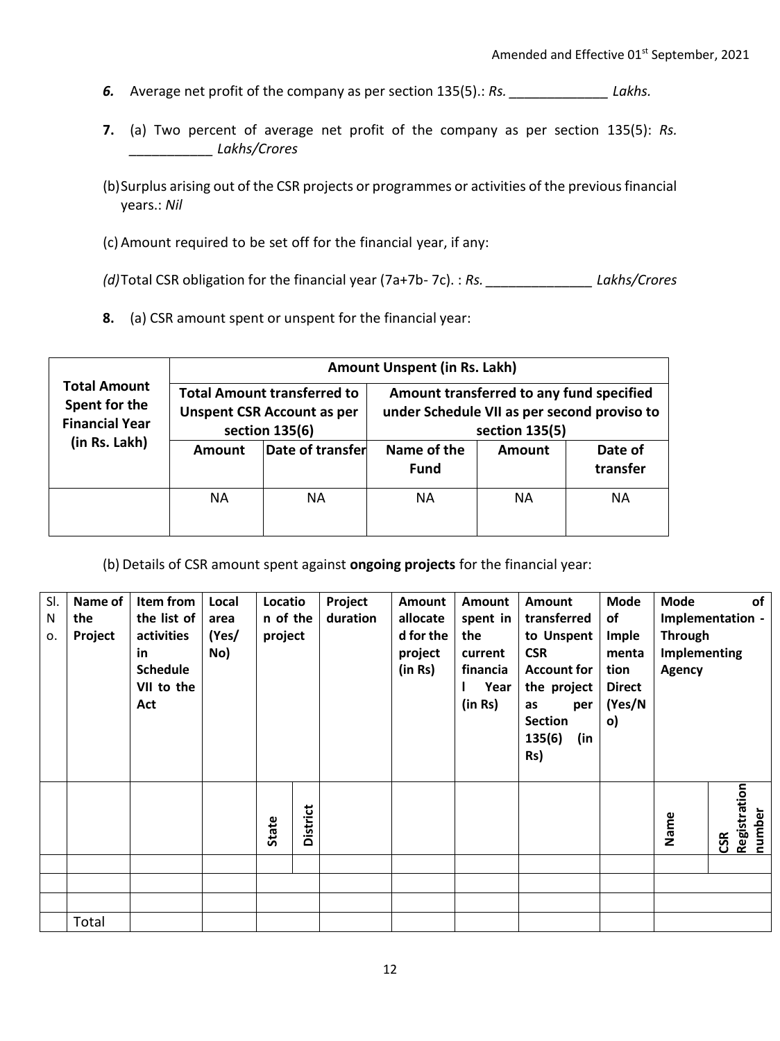6. Average net profit of the company as per section 135(5).: *Rs. _____________ Lakhs.*

7. (a) Two percent of average net profit of the company as per section 135(5): *Rs. ___________ Lakhs/Crores*

(b) Surplus arising out of the CSR projects or programmes or activities of the previous financial years.: *Nil*

(c) Amount required to be set off for the financial year, if any:

*(d)* Total CSR obligation for the financial year (7a+7b- 7c). : *Rs. ______________ Lakhs/Crores*

8. (a) CSR amount spent or unspent for the financial year:

| **Total Amount Spent for the Financial Year (in Rs. Lakh)** | **Amount Unspent (in Rs. Lakh)** | | | | |
|---|---|---|---|---|---|
| | **Total Amount transferred to Unspent CSR Account as per section 135(6)** | | **Amount transferred to any fund specified under Schedule VII as per second proviso to section 135(5)** | | |
| | **Amount** | **Date of transfer** | **Name of the Fund** | **Amount** | **Date of transfer** |
| | NA | NA | NA | NA | NA |

(b) Details of CSR amount spent against **ongoing projects** for the financial year:

| **Sl. No.** | **Name of the Project** | **Item from the list of activities in Schedule VII to the Act** | **Local area (Yes/ No)** | **Location of the project** | | **Project duration** | **Amount allocated for the project (in Rs)** | **Amount spent in the current financial Year (in Rs)** | **Amount transferred to Unspent CSR Account for the project as per Section 135(6) (in Rs)** | **Mode of Implementation Direct (Yes/No)** | **Mode of Implementation - Through Implementing Agency** | |
|---|---|---|---|---|---|---|---|---|---|---|---|---|
| | | | | **State** | **District** | | | | | | **Name** | **CSR Registration number** |
| | | | | | | | | | | | | |
| | | | | | | | | | | | | |
| | | | | | | | | | | | | |
| | Total | | | | | | | | | | | |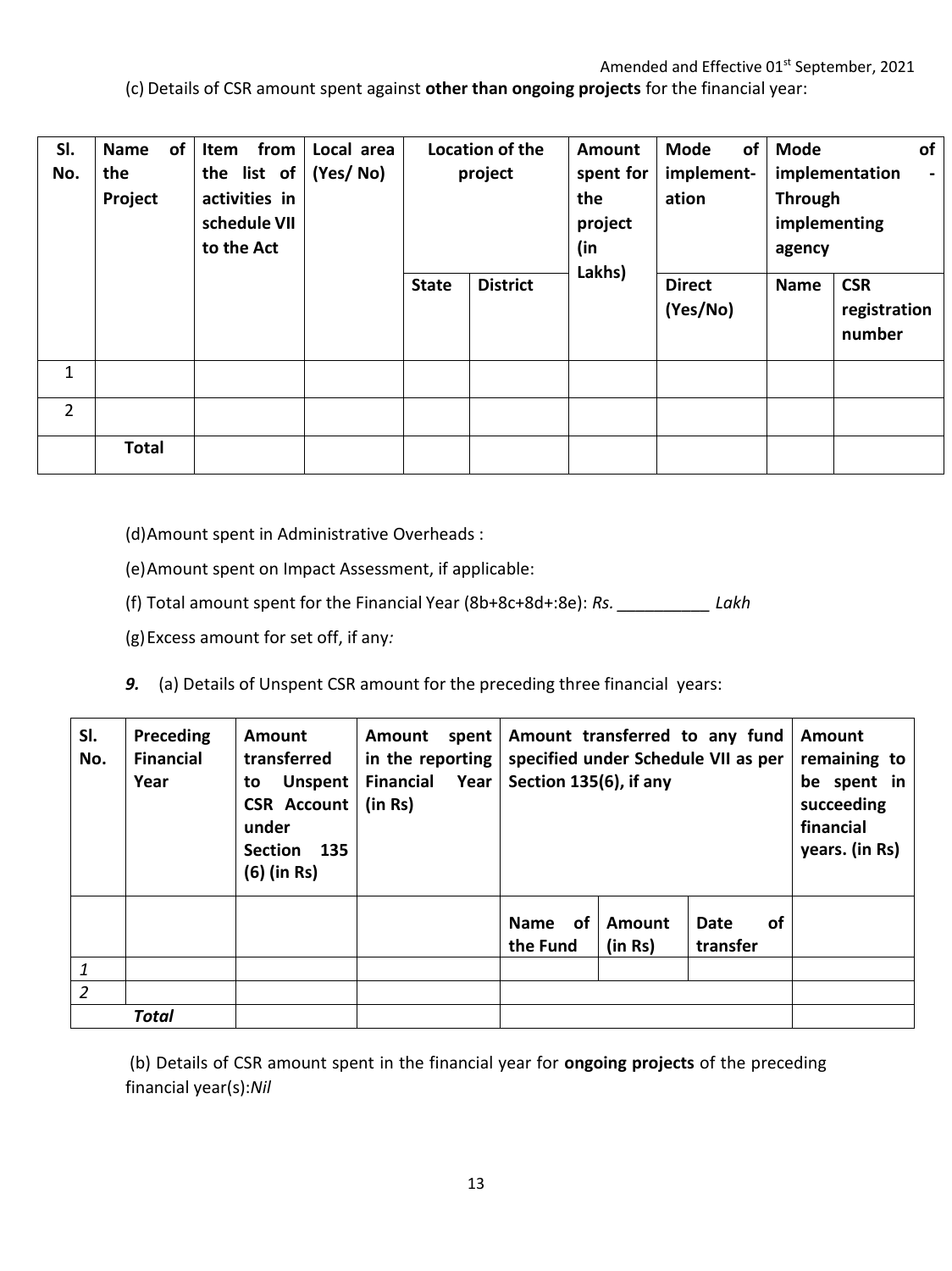Amended and Effective 01st September, 2021

(c) Details of CSR amount spent against **other than ongoing projects** for the financial year:

| Sl. No. | Name of the Project | Item from the list of activities in schedule VII to the Act | Local area (Yes/ No) | Location of the project | | Amount spent for the project (in Lakhs) | Mode of implement-ation | Mode of implementation - Through implementing agency | |
|---|---|---|---|---|---|---|---|---|---|
| | | | | State | District | | Direct (Yes/No) | Name | CSR registration number |
| 1 | | | | | | | | | |
| 2 | | | | | | | | | |
| | **Total** | | | | | | | | |

(d) Amount spent in Administrative Overheads :

(e) Amount spent on Impact Assessment, if applicable:

(f) Total amount spent for the Financial Year (8b+8c+8d+:8e): *Rs. __________ Lakh*

(g) Excess amount for set off, if any*:*

***9.*** (a) Details of Unspent CSR amount for the preceding three financial years:

| Sl. No. | Preceding Financial Year | Amount transferred to Unspent CSR Account under Section 135 (6) (in Rs) | Amount spent in the reporting Financial Year (in Rs) | Amount transferred to any fund specified under Schedule VII as per Section 135(6), if any | | | Amount remaining to be spent in succeeding financial years. (in Rs) |
|---|---|---|---|---|---|---|---|
| | | | | Name of the Fund | Amount (in Rs) | Date of transfer | |
| *1* | | | | | | | |
| *2* | | | | | | | |
| | ***Total*** | | | | | | |

(b) Details of CSR amount spent in the financial year for **ongoing projects** of the preceding financial year(s):*Nil*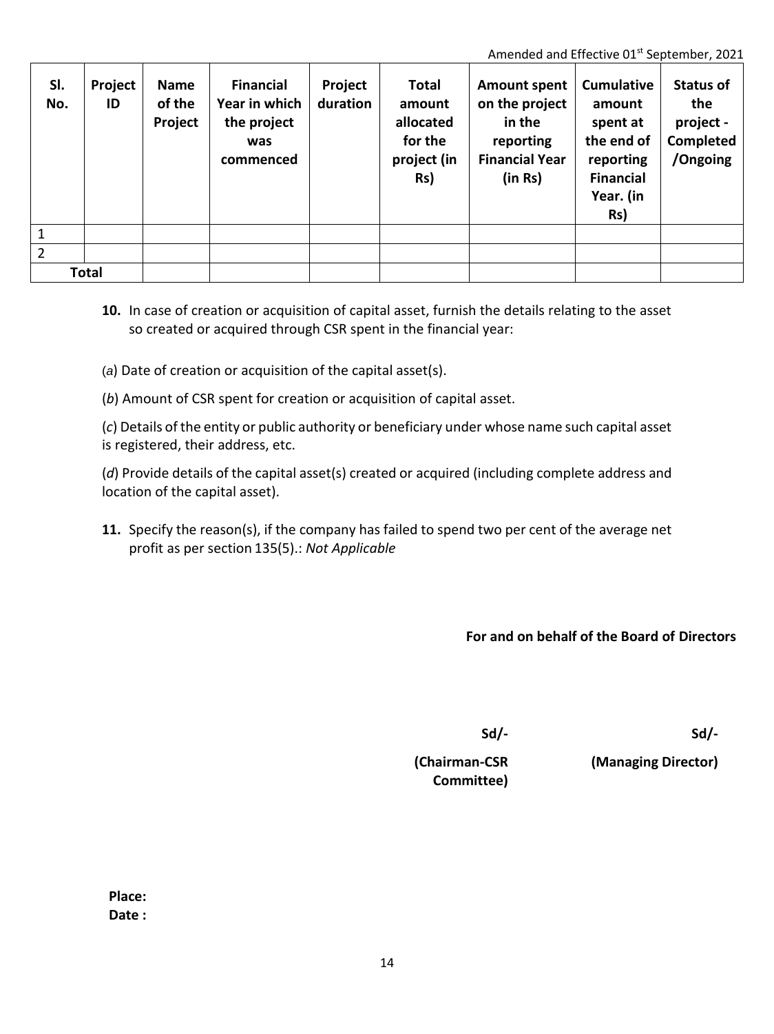Amended and Effective 01st September, 2021

| Sl. No. | Project ID | Name of the Project | Financial Year in which the project was commenced | Project duration | Total amount allocated for the project (in Rs) | Amount spent on the project in the reporting Financial Year (in Rs) | Cumulative amount spent at the end of reporting Financial Year. (in Rs) | Status of the project - Completed /Ongoing |
|---|---|---|---|---|---|---|---|---|
| 1 | | | | | | | | |
| 2 | | | | | | | | |
| Total | | | | | | | | |

**10.** In case of creation or acquisition of capital asset, furnish the details relating to the asset so created or acquired through CSR spent in the financial year:

(*a*) Date of creation or acquisition of the capital asset(s).

(*b*) Amount of CSR spent for creation or acquisition of capital asset.

(*c*) Details of the entity or public authority or beneficiary under whose name such capital asset is registered, their address, etc.

(*d*) Provide details of the capital asset(s) created or acquired (including complete address and location of the capital asset).

**11.** Specify the reason(s), if the company has failed to spend two per cent of the average net profit as per section 135(5).: *Not Applicable*

**For and on behalf of the Board of Directors**

**Sd/-** **Sd/-**

**(Chairman-CSR Committee)** **(Managing Director)**

**Place:**
**Date :**